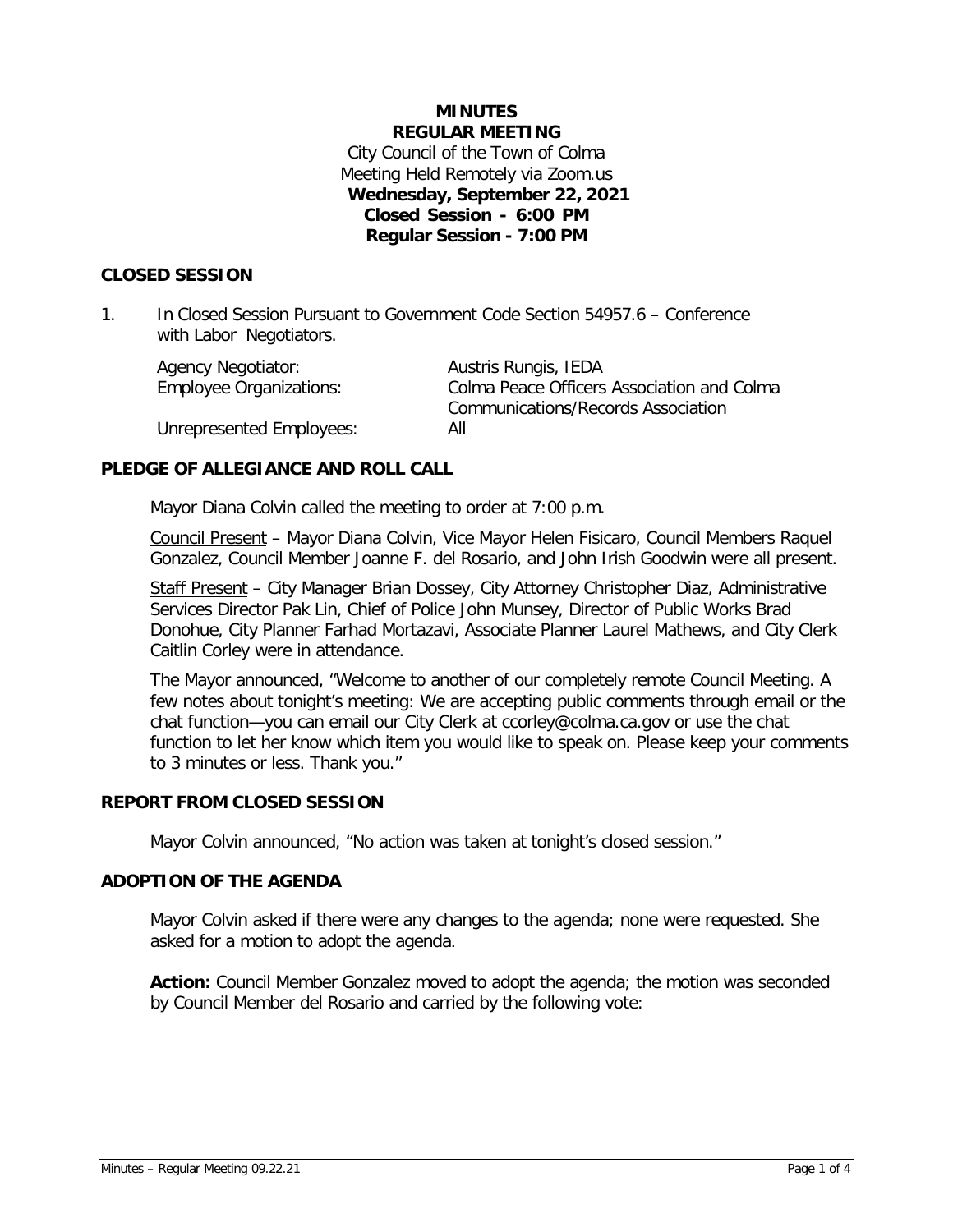**MINUTES**
**REGULAR MEETING**
City Council of the Town of Colma
Meeting Held Remotely via Zoom.us
**Wednesday, September 22, 2021**
**Closed Session - 6:00 PM**
**Regular Session - 7:00 PM**

## CLOSED SESSION

1. In Closed Session Pursuant to Government Code Section 54957.6 – Conference with Labor Negotiators.

| | |
|---|---|
| Agency Negotiator: | Austris Rungis, IEDA |
| Employee Organizations: | Colma Peace Officers Association and Colma Communications/Records Association |
| Unrepresented Employees: | All |

## PLEDGE OF ALLEGIANCE AND ROLL CALL

Mayor Diana Colvin called the meeting to order at 7:00 p.m.

Council Present – Mayor Diana Colvin, Vice Mayor Helen Fisicaro, Council Members Raquel Gonzalez, Council Member Joanne F. del Rosario, and John Irish Goodwin were all present.

Staff Present – City Manager Brian Dossey, City Attorney Christopher Diaz, Administrative Services Director Pak Lin, Chief of Police John Munsey, Director of Public Works Brad Donohue, City Planner Farhad Mortazavi, Associate Planner Laurel Mathews, and City Clerk Caitlin Corley were in attendance.

The Mayor announced, "Welcome to another of our completely remote Council Meeting. A few notes about tonight's meeting: We are accepting public comments through email or the chat function—you can email our City Clerk at ccorley@colma.ca.gov or use the chat function to let her know which item you would like to speak on. Please keep your comments to 3 minutes or less. Thank you."

## REPORT FROM CLOSED SESSION

Mayor Colvin announced, "No action was taken at tonight's closed session."

## ADOPTION OF THE AGENDA

Mayor Colvin asked if there were any changes to the agenda; none were requested. She asked for a motion to adopt the agenda.

**Action:** Council Member Gonzalez moved to adopt the agenda; the motion was seconded by Council Member del Rosario and carried by the following vote: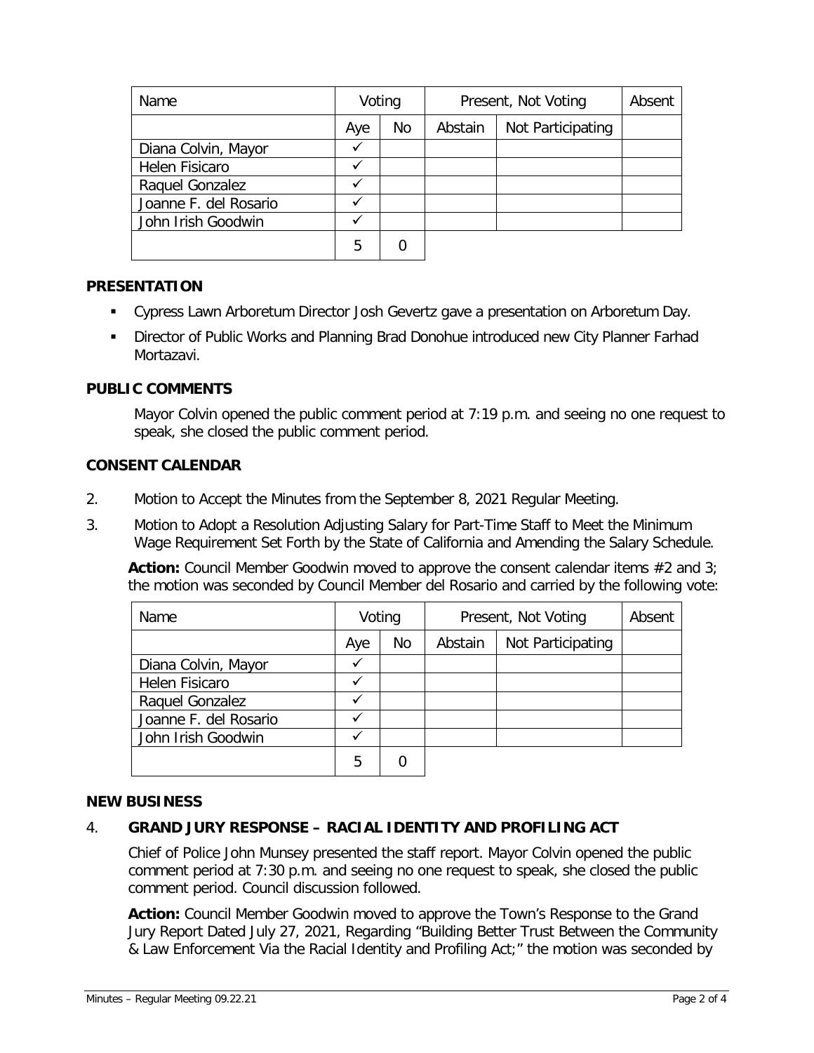| Name | Voting | | Present, Not Voting | | Absent |
|---|---|---|---|---|---|
| | Aye | No | Abstain | Not Participating | |
| Diana Colvin, Mayor | ✓ | | | | |
| Helen Fisicaro | ✓ | | | | |
| Raquel Gonzalez | ✓ | | | | |
| Joanne F. del Rosario | ✓ | | | | |
| John Irish Goodwin | ✓ | | | | |
| | 5 | 0 | | | |

### PRESENTATION

- Cypress Lawn Arboretum Director Josh Gevertz gave a presentation on Arboretum Day.
- Director of Public Works and Planning Brad Donohue introduced new City Planner Farhad Mortazavi.

### PUBLIC COMMENTS

Mayor Colvin opened the public comment period at 7:19 p.m. and seeing no one request to speak, she closed the public comment period.

### CONSENT CALENDAR

2. Motion to Accept the Minutes from the September 8, 2021 Regular Meeting.
3. Motion to Adopt a Resolution Adjusting Salary for Part-Time Staff to Meet the Minimum Wage Requirement Set Forth by the State of California and Amending the Salary Schedule.

**Action:** Council Member Goodwin moved to approve the consent calendar items #2 and 3; the motion was seconded by Council Member del Rosario and carried by the following vote:

| Name | Voting | | Present, Not Voting | | Absent |
|---|---|---|---|---|---|
| | Aye | No | Abstain | Not Participating | |
| Diana Colvin, Mayor | ✓ | | | | |
| Helen Fisicaro | ✓ | | | | |
| Raquel Gonzalez | ✓ | | | | |
| Joanne F. del Rosario | ✓ | | | | |
| John Irish Goodwin | ✓ | | | | |
| | 5 | 0 | | | |

### NEW BUSINESS

4. **GRAND JURY RESPONSE – RACIAL IDENTITY AND PROFILING ACT**

Chief of Police John Munsey presented the staff report. Mayor Colvin opened the public comment period at 7:30 p.m. and seeing no one request to speak, she closed the public comment period. Council discussion followed.

**Action:** Council Member Goodwin moved to approve the Town's Response to the Grand Jury Report Dated July 27, 2021, Regarding "Building Better Trust Between the Community & Law Enforcement Via the Racial Identity and Profiling Act;" the motion was seconded by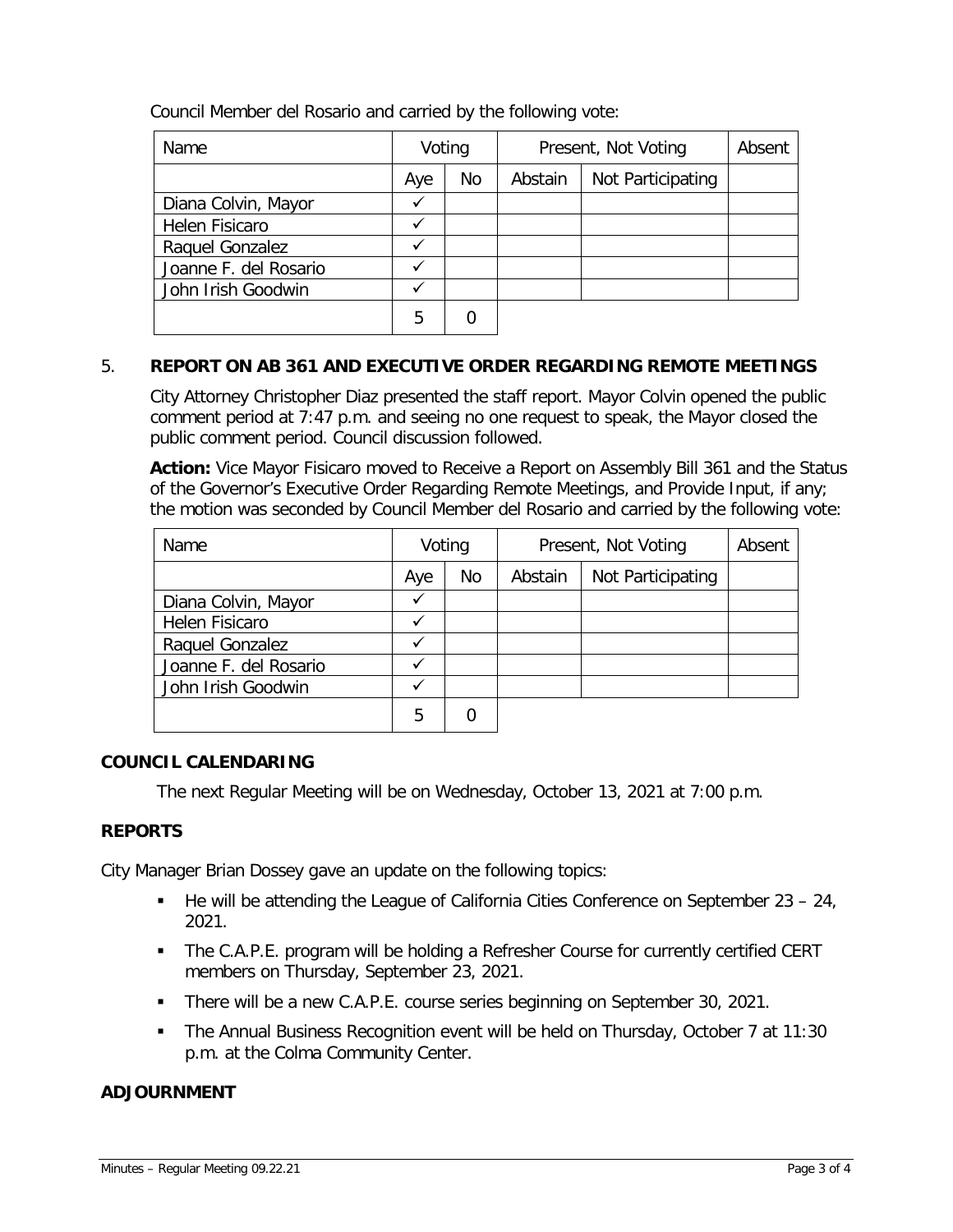Council Member del Rosario and carried by the following vote:

| Name | Voting | | Present, Not Voting | | Absent |
|---|---|---|---|---|---|
| | Aye | No | Abstain | Not Participating | |
| Diana Colvin, Mayor | ✓ | | | | |
| Helen Fisicaro | ✓ | | | | |
| Raquel Gonzalez | ✓ | | | | |
| Joanne F. del Rosario | ✓ | | | | |
| John Irish Goodwin | ✓ | | | | |
| | 5 | 0 | | | |

5. **REPORT ON AB 361 AND EXECUTIVE ORDER REGARDING REMOTE MEETINGS**

City Attorney Christopher Diaz presented the staff report. Mayor Colvin opened the public comment period at 7:47 p.m. and seeing no one request to speak, the Mayor closed the public comment period. Council discussion followed.

**Action:** Vice Mayor Fisicaro moved to Receive a Report on Assembly Bill 361 and the Status of the Governor's Executive Order Regarding Remote Meetings, and Provide Input, if any; the motion was seconded by Council Member del Rosario and carried by the following vote:

| Name | Voting | | Present, Not Voting | | Absent |
|---|---|---|---|---|---|
| | Aye | No | Abstain | Not Participating | |
| Diana Colvin, Mayor | ✓ | | | | |
| Helen Fisicaro | ✓ | | | | |
| Raquel Gonzalez | ✓ | | | | |
| Joanne F. del Rosario | ✓ | | | | |
| John Irish Goodwin | ✓ | | | | |
| | 5 | 0 | | | |

## COUNCIL CALENDARING

The next Regular Meeting will be on Wednesday, October 13, 2021 at 7:00 p.m.

## REPORTS

City Manager Brian Dossey gave an update on the following topics:

- He will be attending the League of California Cities Conference on September 23 – 24, 2021.
- The C.A.P.E. program will be holding a Refresher Course for currently certified CERT members on Thursday, September 23, 2021.
- There will be a new C.A.P.E. course series beginning on September 30, 2021.
- The Annual Business Recognition event will be held on Thursday, October 7 at 11:30 p.m. at the Colma Community Center.

## ADJOURNMENT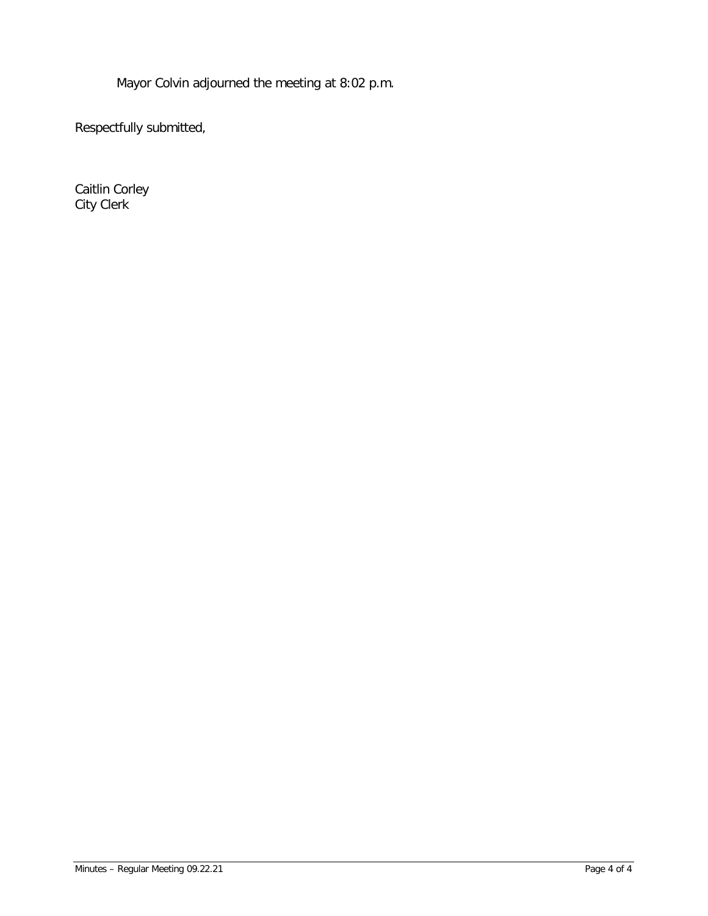Mayor Colvin adjourned the meeting at 8:02 p.m.

Respectfully submitted,

Caitlin Corley
City Clerk